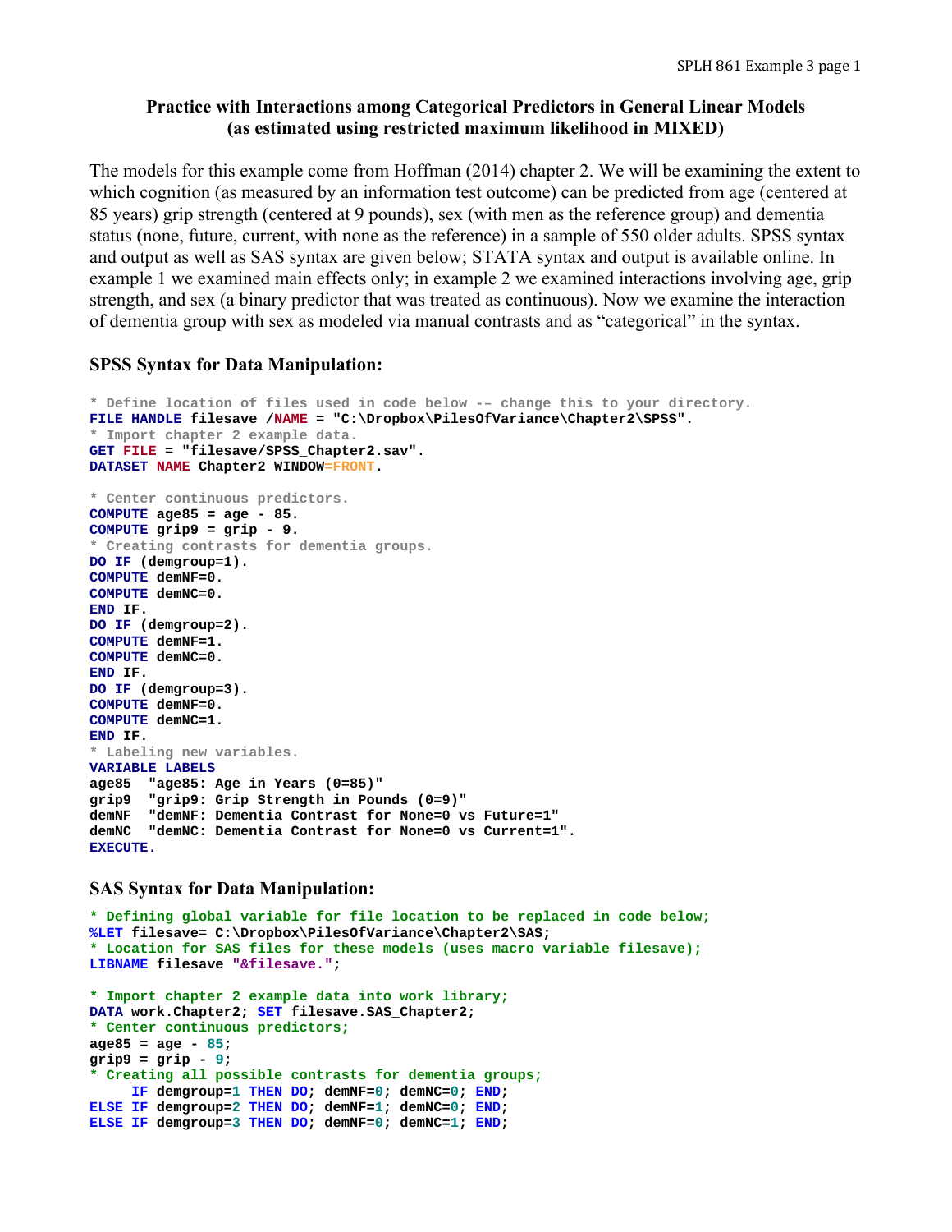### Practice with Interactions among Categorical Predictors in General Linear Models (as estimated using restricted maximum likelihood in MIXED)

The models for this example come from Hoffman (2014) chapter 2. We will be examining the extent to which cognition (as measured by an information test outcome) can be predicted from age (centered at 85 years) grip strength (centered at 9 pounds), sex (with men as the reference group) and dementia status (none, future, current, with none as the reference) in a sample of 550 older adults. SPSS syntax and output as well as SAS syntax are given below; STATA syntax and output is available online. In example 1 we examined main effects only; in example 2 we examined interactions involving age, grip strength, and sex (a binary predictor that was treated as continuous). Now we examine the interaction of dementia group with sex as modeled via manual contrasts and as "categorical" in the syntax.

### SPSS Syntax for Data Manipulation:

```
* Define location of files used in code below -- change this to your directory.
FILE HANDLE filesave /NAME = "C:\Dropbox\PilesOfVariance\Chapter2\SPSS".
* Import chapter 2 example data.
GET FILE = "filesave/SPSS_Chapter2.sav".
DATASET NAME Chapter2 WINDOW=FRONT.

* Center continuous predictors.
COMPUTE age85 = age - 85.
COMPUTE grip9 = grip - 9.
* Creating contrasts for dementia groups.
DO IF (demgroup=1).
COMPUTE demNF=0.
COMPUTE demNC=0.
END IF.
DO IF (demgroup=2).
COMPUTE demNF=1.
COMPUTE demNC=0.
END IF.
DO IF (demgroup=3).
COMPUTE demNF=0.
COMPUTE demNC=1.
END IF.
* Labeling new variables.
VARIABLE LABELS
age85  "age85: Age in Years (0=85)"
grip9  "grip9: Grip Strength in Pounds (0=9)"
demNF  "demNF: Dementia Contrast for None=0 vs Future=1"
demNC  "demNC: Dementia Contrast for None=0 vs Current=1".
EXECUTE.
```

### SAS Syntax for Data Manipulation:

```
* Defining global variable for file location to be replaced in code below;
%LET filesave= C:\Dropbox\PilesOfVariance\Chapter2\SAS;
* Location for SAS files for these models (uses macro variable filesave);
LIBNAME filesave "&filesave.";

* Import chapter 2 example data into work library;
DATA work.Chapter2; SET filesave.SAS_Chapter2;
* Center continuous predictors;
age85 = age - 85;
grip9 = grip - 9;
* Creating all possible contrasts for dementia groups;
     IF demgroup=1 THEN DO; demNF=0; demNC=0; END;
ELSE IF demgroup=2 THEN DO; demNF=1; demNC=0; END;
ELSE IF demgroup=3 THEN DO; demNF=0; demNC=1; END;
```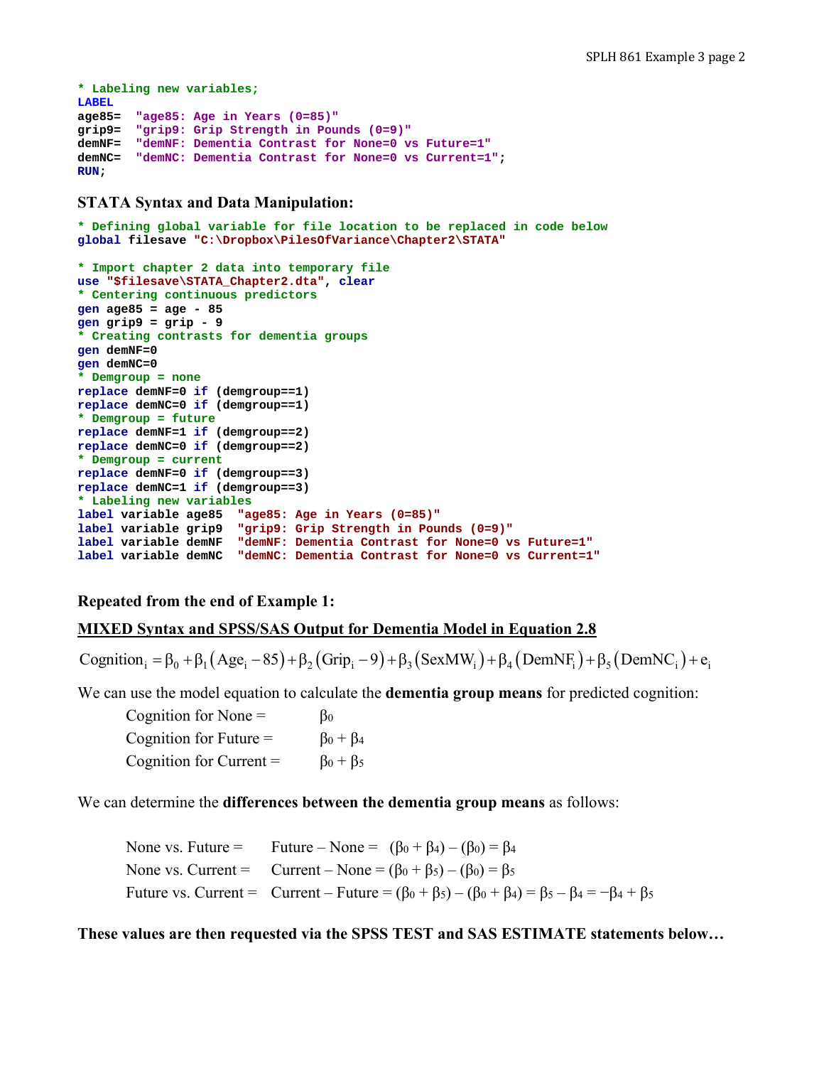```
* Labeling new variables;
LABEL
age85=  "age85: Age in Years (0=85)"
grip9=  "grip9: Grip Strength in Pounds (0=9)"
demNF=  "demNF: Dementia Contrast for None=0 vs Future=1"
demNC=  "demNC: Dementia Contrast for None=0 vs Current=1";
RUN;
```

## STATA Syntax and Data Manipulation:

```
* Defining global variable for file location to be replaced in code below
global filesave "C:\Dropbox\PilesOfVariance\Chapter2\STATA"

* Import chapter 2 data into temporary file
use "$filesave\STATA_Chapter2.dta", clear
* Centering continuous predictors
gen age85 = age - 85
gen grip9 = grip - 9
* Creating contrasts for dementia groups
gen demNF=0
gen demNC=0
* Demgroup = none
replace demNF=0 if (demgroup==1)
replace demNC=0 if (demgroup==1)
* Demgroup = future
replace demNF=1 if (demgroup==2)
replace demNC=0 if (demgroup==2)
* Demgroup = current
replace demNF=0 if (demgroup==3)
replace demNC=1 if (demgroup==3)
* Labeling new variables
label variable age85  "age85: Age in Years (0=85)"
label variable grip9  "grip9: Grip Strength in Pounds (0=9)"
label variable demNF  "demNF: Dementia Contrast for None=0 vs Future=1"
label variable demNC  "demNC: Dementia Contrast for None=0 vs Current=1"
```

**Repeated from the end of Example 1:**

**MIXED Syntax and SPSS/SAS Output for Dementia Model in Equation 2.8**

$$\text{Cognition}_i = \beta_0 + \beta_1(\text{Age}_i - 85) + \beta_2(\text{Grip}_i - 9) + \beta_3(\text{SexMW}_i) + \beta_4(\text{DemNF}_i) + \beta_5(\text{DemNC}_i) + e_i$$

We can use the model equation to calculate the **dementia group means** for predicted cognition:

- Cognition for None = $\beta_0$
- Cognition for Future = $\beta_0 + \beta_4$
- Cognition for Current = $\beta_0 + \beta_5$

We can determine the **differences between the dementia group means** as follows:

- None vs. Future = Future – None = $(\beta_0 + \beta_4) - (\beta_0) = \beta_4$
- None vs. Current = Current – None = $(\beta_0 + \beta_5) - (\beta_0) = \beta_5$
- Future vs. Current = Current – Future = $(\beta_0 + \beta_5) - (\beta_0 + \beta_4) = \beta_5 - \beta_4 = -\beta_4 + \beta_5$

**These values are then requested via the SPSS TEST and SAS ESTIMATE statements below…**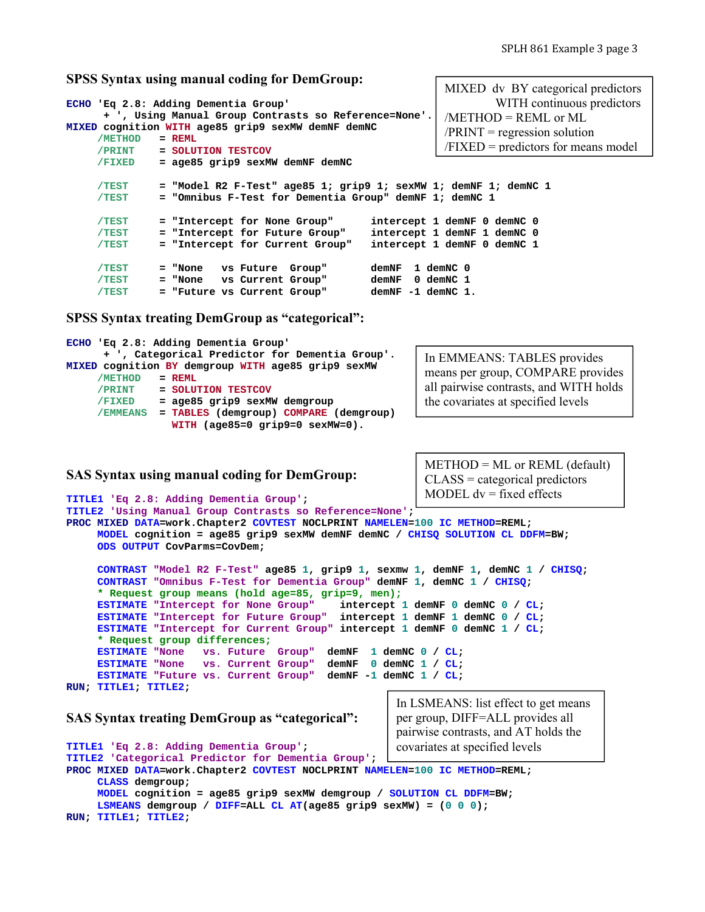## SPSS Syntax using manual coding for DemGroup:

```
ECHO 'Eq 2.8: Adding Dementia Group'
     + ', Using Manual Group Contrasts so Reference=None'.
MIXED cognition WITH age85 grip9 sexMW demNF demNC
     /METHOD    = REML
     /PRINT     = SOLUTION TESTCOV
     /FIXED     = age85 grip9 sexMW demNF demNC

     /TEST      = "Model R2 F-Test" age85 1; grip9 1; sexMW 1; demNF 1; demNC 1
     /TEST      = "Omnibus F-Test for Dementia Group" demNF 1; demNC 1

     /TEST      = "Intercept for None Group"      intercept 1 demNF 0 demNC 0
     /TEST      = "Intercept for Future Group"    intercept 1 demNF 1 demNC 0
     /TEST      = "Intercept for Current Group"   intercept 1 demNF 0 demNC 1

     /TEST      = "None   vs Future  Group"       demNF  1 demNC 0
     /TEST      = "None   vs Current Group"       demNF  0 demNC 1
     /TEST      = "Future vs Current Group"       demNF -1 demNC 1.
```

MIXED dv BY categorical predictors WITH continuous predictors
/METHOD = REML or ML
/PRINT = regression solution
/FIXED = predictors for means model

## SPSS Syntax treating DemGroup as "categorical":

```
ECHO 'Eq 2.8: Adding Dementia Group'
     + ', Categorical Predictor for Dementia Group'.
MIXED cognition BY demgroup WITH age85 grip9 sexMW
     /METHOD    = REML
     /PRINT     = SOLUTION TESTCOV
     /FIXED     = age85 grip9 sexMW demgroup
     /EMMEANS   = TABLES (demgroup) COMPARE (demgroup)
                  WITH (age85=0 grip9=0 sexMW=0).
```

In EMMEANS: TABLES provides means per group, COMPARE provides all pairwise contrasts, and WITH holds the covariates at specified levels

## SAS Syntax using manual coding for DemGroup:

METHOD = ML or REML (default)
CLASS = categorical predictors
MODEL dv = fixed effects

```
TITLE1 'Eq 2.8: Adding Dementia Group';
TITLE2 'Using Manual Group Contrasts so Reference=None';
PROC MIXED DATA=work.Chapter2 COVTEST NOCLPRINT NAMELEN=100 IC METHOD=REML;
     MODEL cognition = age85 grip9 sexMW demNF demNC / CHISQ SOLUTION CL DDFM=BW;
     ODS OUTPUT CovParms=CovDem;

     CONTRAST "Model R2 F-Test" age85 1, grip9 1, sexmw 1, demNF 1, demNC 1 / CHISQ;
     CONTRAST "Omnibus F-Test for Dementia Group" demNF 1, demNC 1 / CHISQ;
     * Request group means (hold age=85, grip=9, men);
     ESTIMATE "Intercept for None Group"    intercept 1 demNF 0 demNC 0 / CL;
     ESTIMATE "Intercept for Future Group"  intercept 1 demNF 1 demNC 0 / CL;
     ESTIMATE "Intercept for Current Group" intercept 1 demNF 0 demNC 1 / CL;
     * Request group differences;
     ESTIMATE "None   vs. Future  Group"  demNF  1 demNC 0 / CL;
     ESTIMATE "None   vs. Current Group"  demNF  0 demNC 1 / CL;
     ESTIMATE "Future vs. Current Group"  demNF -1 demNC 1 / CL;
RUN; TITLE1; TITLE2;
```

## SAS Syntax treating DemGroup as "categorical":

In LSMEANS: list effect to get means per group, DIFF=ALL provides all pairwise contrasts, and AT holds the covariates at specified levels

```
TITLE1 'Eq 2.8: Adding Dementia Group';
TITLE2 'Categorical Predictor for Dementia Group';
PROC MIXED DATA=work.Chapter2 COVTEST NOCLPRINT NAMELEN=100 IC METHOD=REML;
     CLASS demgroup;
     MODEL cognition = age85 grip9 sexMW demgroup / SOLUTION CL DDFM=BW;
     LSMEANS demgroup / DIFF=ALL CL AT(age85 grip9 sexMW) = (0 0 0);
RUN; TITLE1; TITLE2;
```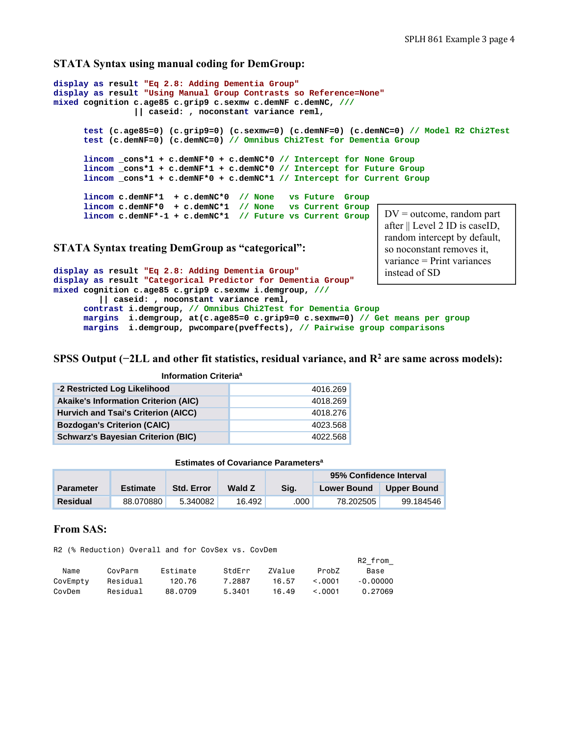### STATA Syntax using manual coding for DemGroup:

```
display as result "Eq 2.8: Adding Dementia Group"
display as result "Using Manual Group Contrasts so Reference=None"
mixed cognition c.age85 c.grip9 c.sexmw c.demNF c.demNC, ///
                || caseid: , noconstant variance reml,

      test (c.age85=0) (c.grip9=0) (c.sexmw=0) (c.demNF=0) (c.demNC=0) // Model R2 Chi2Test
      test (c.demNF=0) (c.demNC=0) // Omnibus Chi2Test for Dementia Group

      lincom _cons*1 + c.demNF*0 + c.demNC*0 // Intercept for None Group
      lincom _cons*1 + c.demNF*1 + c.demNC*0 // Intercept for Future Group
      lincom _cons*1 + c.demNF*0 + c.demNC*1 // Intercept for Current Group

      lincom c.demNF*1  + c.demNC*0  // None   vs Future  Group
      lincom c.demNF*0  + c.demNC*1  // None   vs Current Group
      lincom c.demNF*-1 + c.demNC*1  // Future vs Current Group
```

DV = outcome, random part after || Level 2 ID is caseID, random intercept by default, so noconstant removes it, variance = Print variances instead of SD

### STATA Syntax treating DemGroup as "categorical":

```
display as result "Eq 2.8: Adding Dementia Group"
display as result "Categorical Predictor for Dementia Group"
mixed cognition c.age85 c.grip9 c.sexmw i.demgroup, ///
         || caseid: , noconstant variance reml,
      contrast i.demgroup, // Omnibus Chi2Test for Dementia Group
      margins  i.demgroup, at(c.age85=0 c.grip9=0 c.sexmw=0) // Get means per group
      margins  i.demgroup, pwcompare(pveffects), // Pairwise group comparisons
```

### SPSS Output (−2LL and other fit statistics, residual variance, and $R^2$ are same across models):

**Information Criteria[a]**

| | |
|---|---|
| -2 Restricted Log Likelihood | 4016.269 |
| Akaike's Information Criterion (AIC) | 4018.269 |
| Hurvich and Tsai's Criterion (AICC) | 4018.276 |
| Bozdogan's Criterion (CAIC) | 4023.568 |
| Schwarz's Bayesian Criterion (BIC) | 4022.568 |

**Estimates of Covariance Parameters[a]**

| Parameter | Estimate | Std. Error | Wald Z | Sig. | 95% Confidence Interval | |
|---|---|---|---|---|---|---|
| | | | | | Lower Bound | Upper Bound |
| Residual | 88.070880 | 5.340082 | 16.492 | .000 | 78.202505 | 99.184546 |

### From SAS:

R2 (% Reduction) Overall and for CovSex vs. CovDem

| Name | CovParm | Estimate | StdErr | ZValue | ProbZ | R2_from_ Base |
|---|---|---|---|---|---|---|
| CovEmpty | Residual | 120.76 | 7.2887 | 16.57 | <.0001 | -0.00000 |
| CovDem | Residual | 88.0709 | 5.3401 | 16.49 | <.0001 | 0.27069 |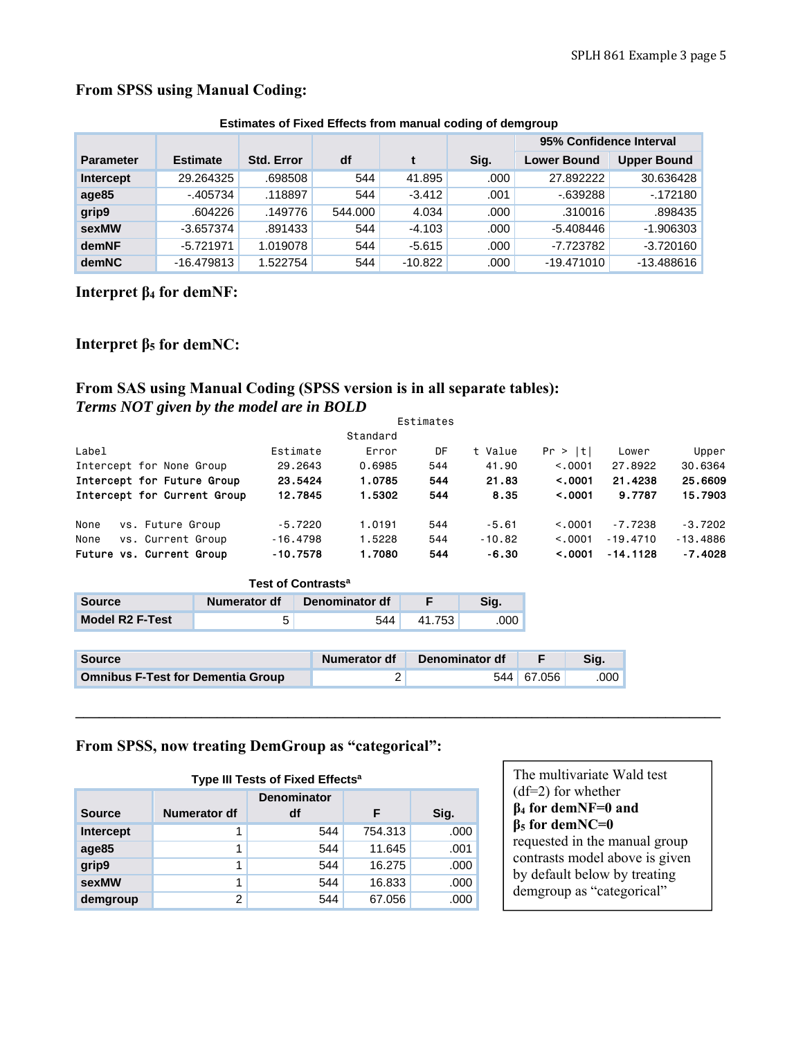## From SPSS using Manual Coding:

**Estimates of Fixed Effects from manual coding of demgroup**

| Parameter | Estimate | Std. Error | df | t | Sig. | 95% Confidence Interval | |
|---|---|---|---|---|---|---|---|
| | | | | | | Lower Bound | Upper Bound |
| Intercept | 29.264325 | .698508 | 544 | 41.895 | .000 | 27.892222 | 30.636428 |
| age85 | -.405734 | .118897 | 544 | -3.412 | .001 | -.639288 | -.172180 |
| grip9 | .604226 | .149776 | 544.000 | 4.034 | .000 | .310016 | .898435 |
| sexMW | -3.657374 | .891433 | 544 | -4.103 | .000 | -5.408446 | -1.906303 |
| demNF | -5.721971 | 1.019078 | 544 | -5.615 | .000 | -7.723782 | -3.720160 |
| demNC | -16.479813 | 1.522754 | 544 | -10.822 | .000 | -19.471010 | -13.488616 |

**Interpret $\beta_4$ for demNF:**

**Interpret $\beta_5$ for demNC:**

## From SAS using Manual Coding (SPSS version is in all separate tables):

***Terms NOT given by the model are in BOLD***

```
                                              Estimates
                                          Standard
Label                          Estimate      Error      DF    t Value    Pr > |t|     Lower     Upper
Intercept for None Group        29.2643     0.6985     544      41.90      <.0001   27.8922   30.6364
Intercept for Future Group      23.5424     1.0785     544      21.83      <.0001   21.4238   25.6609
Intercept for Current Group     12.7845     1.5302     544       8.35      <.0001    9.7787   15.7903

None    vs. Future Group        -5.7220     1.0191     544      -5.61      <.0001   -7.7238   -3.7202
None    vs. Current Group      -16.4798     1.5228     544     -10.82      <.0001  -19.4710  -13.4886
Future vs. Current Group       -10.7578     1.7080     544      -6.30      <.0001  -14.1128   -7.4028
```

**Test of Contrasts[a]**

| Source | Numerator df | Denominator df | F | Sig. |
|---|---|---|---|---|
| Model R2 F-Test | 5 | 544 | 41.753 | .000 |

| Source | Numerator df | Denominator df | F | Sig. |
|---|---|---|---|---|
| Omnibus F-Test for Dementia Group | 2 | 544 | 67.056 | .000 |

---

## From SPSS, now treating DemGroup as "categorical":

**Type III Tests of Fixed Effects[a]**

| Source | Numerator df | Denominator df | F | Sig. |
|---|---|---|---|---|
| Intercept | 1 | 544 | 754.313 | .000 |
| age85 | 1 | 544 | 11.645 | .001 |
| grip9 | 1 | 544 | 16.275 | .000 |
| sexMW | 1 | 544 | 16.833 | .000 |
| demgroup | 2 | 544 | 67.056 | .000 |

The multivariate Wald test (df=2) for whether **$\beta_4$ for demNF=0 and $\beta_5$ for demNC=0** requested in the manual group contrasts model above is given by default below by treating demgroup as "categorical"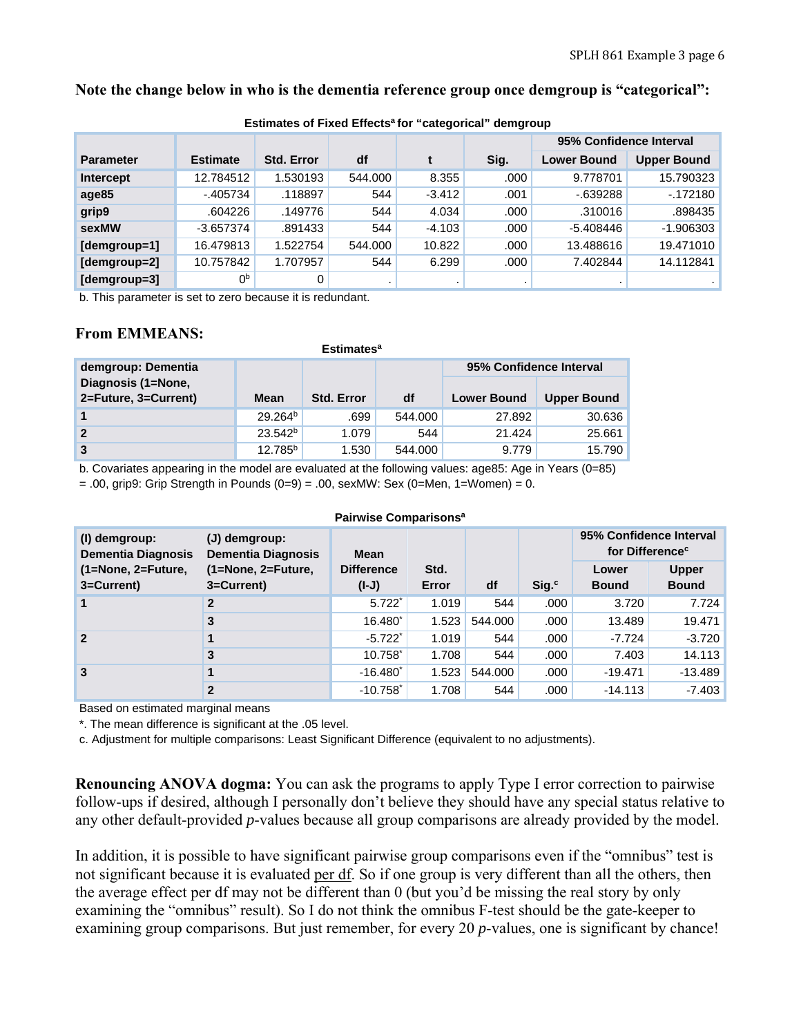**Note the change below in who is the dementia reference group once demgroup is "categorical":**

**Estimates of Fixed Effects[a] for "categorical" demgroup**

| Parameter | Estimate | Std. Error | df | t | Sig. | 95% Confidence Interval | |
|---|---|---|---|---|---|---|---|
| | | | | | | Lower Bound | Upper Bound |
| Intercept | 12.784512 | 1.530193 | 544.000 | 8.355 | .000 | 9.778701 | 15.790323 |
| age85 | -.405734 | .118897 | 544 | -3.412 | .001 | -.639288 | -.172180 |
| grip9 | .604226 | .149776 | 544 | 4.034 | .000 | .310016 | .898435 |
| sexMW | -3.657374 | .891433 | 544 | -4.103 | .000 | -5.408446 | -1.906303 |
| [demgroup=1] | 16.479813 | 1.522754 | 544.000 | 10.822 | .000 | 13.488616 | 19.471010 |
| [demgroup=2] | 10.757842 | 1.707957 | 544 | 6.299 | .000 | 7.402844 | 14.112841 |
| [demgroup=3] | 0[b] | 0 | . | . | . | . | . |

b. This parameter is set to zero because it is redundant.

**From EMMEANS:**

**Estimates[a]**

| demgroup: Dementia Diagnosis (1=None, 2=Future, 3=Current) | Mean | Std. Error | df | 95% Confidence Interval | |
|---|---|---|---|---|---|
| | | | | Lower Bound | Upper Bound |
| 1 | 29.264[b] | .699 | 544.000 | 27.892 | 30.636 |
| 2 | 23.542[b] | 1.079 | 544 | 21.424 | 25.661 |
| 3 | 12.785[b] | 1.530 | 544.000 | 9.779 | 15.790 |

b. Covariates appearing in the model are evaluated at the following values: age85: Age in Years (0=85) = .00, grip9: Grip Strength in Pounds (0=9) = .00, sexMW: Sex (0=Men, 1=Women) = 0.

**Pairwise Comparisons[a]**

| (I) demgroup: Dementia Diagnosis (1=None, 2=Future, 3=Current) | (J) demgroup: Dementia Diagnosis (1=None, 2=Future, 3=Current) | Mean Difference (I-J) | Std. Error | df | Sig.[c] | 95% Confidence Interval for Difference[c] | |
|---|---|---|---|---|---|---|---|
| | | | | | | Lower Bound | Upper Bound |
| 1 | 2 | 5.722* | 1.019 | 544 | .000 | 3.720 | 7.724 |
| | 3 | 16.480* | 1.523 | 544.000 | .000 | 13.489 | 19.471 |
| 2 | 1 | -5.722* | 1.019 | 544 | .000 | -7.724 | -3.720 |
| | 3 | 10.758* | 1.708 | 544 | .000 | 7.403 | 14.113 |
| 3 | 1 | -16.480* | 1.523 | 544.000 | .000 | -19.471 | -13.489 |
| | 2 | -10.758* | 1.708 | 544 | .000 | -14.113 | -7.403 |

Based on estimated marginal means

*. The mean difference is significant at the .05 level.

c. Adjustment for multiple comparisons: Least Significant Difference (equivalent to no adjustments).

**Renouncing ANOVA dogma:** You can ask the programs to apply Type I error correction to pairwise follow-ups if desired, although I personally don't believe they should have any special status relative to any other default-provided *p*-values because all group comparisons are already provided by the model.

In addition, it is possible to have significant pairwise group comparisons even if the "omnibus" test is not significant because it is evaluated per df. So if one group is very different than all the others, then the average effect per df may not be different than 0 (but you'd be missing the real story by only examining the "omnibus" result). So I do not think the omnibus F-test should be the gate-keeper to examining group comparisons. But just remember, for every 20 *p*-values, one is significant by chance!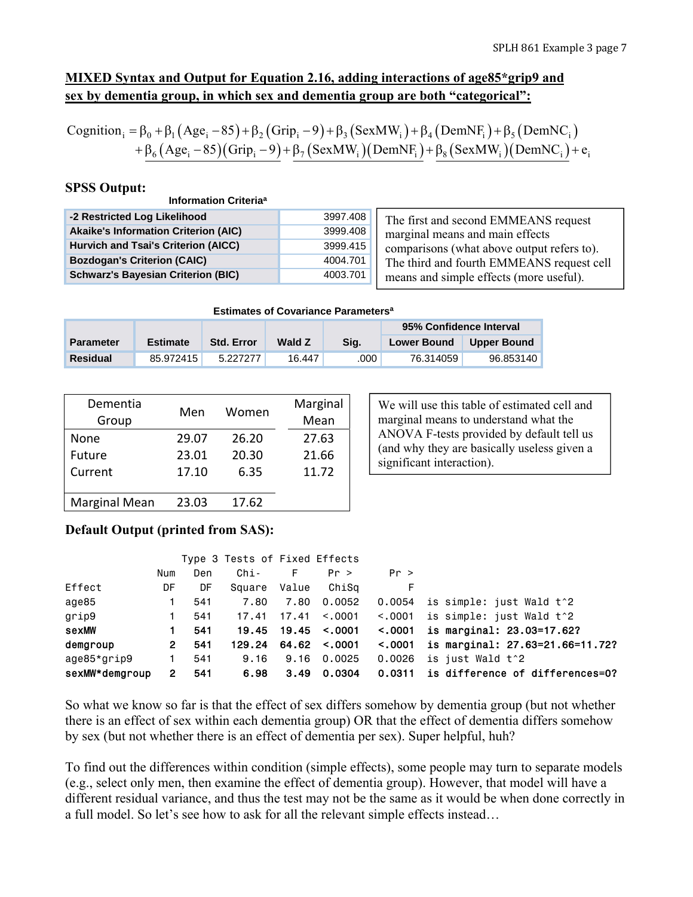## MIXED Syntax and Output for Equation 2.16, adding interactions of age85*grip9 and sex by dementia group, in which sex and dementia group are both "categorical":

$$\text{Cognition}_i = \beta_0 + \beta_1(\text{Age}_i - 85) + \beta_2(\text{Grip}_i - 9) + \beta_3(\text{SexMW}_i) + \beta_4(\text{DemNF}_i) + \beta_5(\text{DemNC}_i)$$
$$+ \underline{\beta_6(\text{Age}_i - 85)(\text{Grip}_i - 9)} + \underline{\beta_7(\text{SexMW}_i)(\text{DemNF}_i)} + \underline{\beta_8(\text{SexMW}_i)(\text{DemNC}_i)} + e_i$$

### SPSS Output:

**Information Criteria[a]**

| | |
|---|---|
| -2 Restricted Log Likelihood | 3997.408 |
| Akaike's Information Criterion (AIC) | 3999.408 |
| Hurvich and Tsai's Criterion (AICC) | 3999.415 |
| Bozdogan's Criterion (CAIC) | 4004.701 |
| Schwarz's Bayesian Criterion (BIC) | 4003.701 |

The first and second EMMEANS request marginal means and main effects comparisons (what above output refers to). The third and fourth EMMEANS request cell means and simple effects (more useful).

**Estimates of Covariance Parameters[a]**

| Parameter | Estimate | Std. Error | Wald Z | Sig. | 95% Confidence Interval | |
|---|---|---|---|---|---|---|
| | | | | | Lower Bound | Upper Bound |
| Residual | 85.972415 | 5.227277 | 16.447 | .000 | 76.314059 | 96.853140 |

| Dementia Group | Men | Women | Marginal Mean |
|---|---|---|---|
| None | 29.07 | 26.20 | 27.63 |
| Future | 23.01 | 20.30 | 21.66 |
| Current | 17.10 | 6.35 | 11.72 |
| Marginal Mean | 23.03 | 17.62 | |

We will use this table of estimated cell and marginal means to understand what the ANOVA F-tests provided by default tell us (and why they are basically useless given a significant interaction).

### Default Output (printed from SAS):

```
                      Type 3 Tests of Fixed Effects
                Num    Den     Chi-       F     Pr >       Pr >
Effect           DF     DF   Square   Value    ChiSq          F
age85             1    541     7.80    7.80   0.0052     0.0054  is simple: just Wald t^2
grip9             1    541    17.41   17.41   <.0001     <.0001  is simple: just Wald t^2
sexMW             1    541    19.45   19.45   <.0001     <.0001  is marginal: 23.03=17.62?
demgroup          2    541   129.24   64.62   <.0001     <.0001  is marginal: 27.63=21.66=11.72?
age85*grip9       1    541     9.16    9.16   0.0025     0.0026  is just Wald t^2
sexMW*demgroup    2    541     6.98    3.49   0.0304     0.0311  is difference of differences=0?
```

So what we know so far is that the effect of sex differs somehow by dementia group (but not whether there is an effect of sex within each dementia group) OR that the effect of dementia differs somehow by sex (but not whether there is an effect of dementia per sex). Super helpful, huh?

To find out the differences within condition (simple effects), some people may turn to separate models (e.g., select only men, then examine the effect of dementia group). However, that model will have a different residual variance, and thus the test may not be the same as it would be when done correctly in a full model. So let's see how to ask for all the relevant simple effects instead…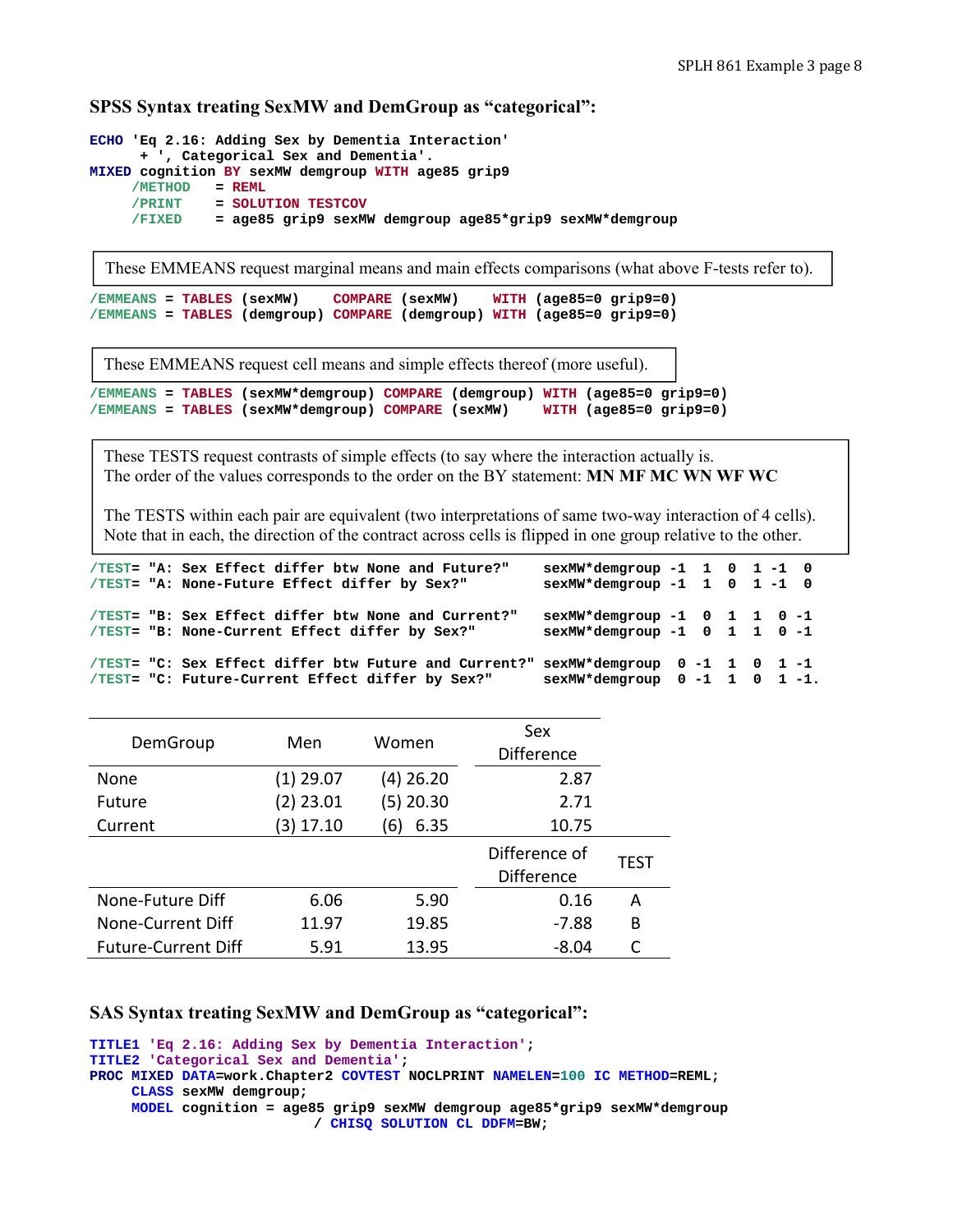### SPSS Syntax treating SexMW and DemGroup as "categorical":

```
ECHO 'Eq 2.16: Adding Sex by Dementia Interaction'
      + ', Categorical Sex and Dementia'.
MIXED cognition BY sexMW demgroup WITH age85 grip9
     /METHOD   = REML
     /PRINT    = SOLUTION TESTCOV
     /FIXED    = age85 grip9 sexMW demgroup age85*grip9 sexMW*demgroup
```

These EMMEANS request marginal means and main effects comparisons (what above F-tests refer to).

```
/EMMEANS = TABLES (sexMW)    COMPARE (sexMW)    WITH (age85=0 grip9=0)
/EMMEANS = TABLES (demgroup) COMPARE (demgroup) WITH (age85=0 grip9=0)
```

These EMMEANS request cell means and simple effects thereof (more useful).

```
/EMMEANS = TABLES (sexMW*demgroup) COMPARE (demgroup) WITH (age85=0 grip9=0)
/EMMEANS = TABLES (sexMW*demgroup) COMPARE (sexMW)    WITH (age85=0 grip9=0)
```

These TESTS request contrasts of simple effects (to say where the interaction actually is.
The order of the values corresponds to the order on the BY statement: **MN MF MC WN WF WC**

The TESTS within each pair are equivalent (two interpretations of same two-way interaction of 4 cells).
Note that in each, the direction of the contract across cells is flipped in one group relative to the other.

```
/TEST= "A: Sex Effect differ btw None and Future?"     sexMW*demgroup -1  1  0  1 -1  0
/TEST= "A: None-Future Effect differ by Sex?"          sexMW*demgroup -1  1  0  1 -1  0

/TEST= "B: Sex Effect differ btw None and Current?"    sexMW*demgroup -1  0  1  1  0 -1
/TEST= "B: None-Current Effect differ by Sex?"         sexMW*demgroup -1  0  1  1  0 -1

/TEST= "C: Sex Effect differ btw Future and Current?"  sexMW*demgroup  0 -1  1  0  1 -1
/TEST= "C: Future-Current Effect differ by Sex?"       sexMW*demgroup  0 -1  1  0  1 -1.
```

| DemGroup | Men | Women | Sex Difference | |
|---|---|---|---|---|
| None | (1) 29.07 | (4) 26.20 | 2.87 | |
| Future | (2) 23.01 | (5) 20.30 | 2.71 | |
| Current | (3) 17.10 | (6) 6.35 | 10.75 | |
| | | | Difference of Difference | TEST |
| None-Future Diff | 6.06 | 5.90 | 0.16 | A |
| None-Current Diff | 11.97 | 19.85 | -7.88 | B |
| Future-Current Diff | 5.91 | 13.95 | -8.04 | C |

### SAS Syntax treating SexMW and DemGroup as "categorical":

```
TITLE1 'Eq 2.16: Adding Sex by Dementia Interaction';
TITLE2 'Categorical Sex and Dementia';
PROC MIXED DATA=work.Chapter2 COVTEST NOCLPRINT NAMELEN=100 IC METHOD=REML;
     CLASS sexMW demgroup;
     MODEL cognition = age85 grip9 sexMW demgroup age85*grip9 sexMW*demgroup
                       / CHISQ SOLUTION CL DDFM=BW;
```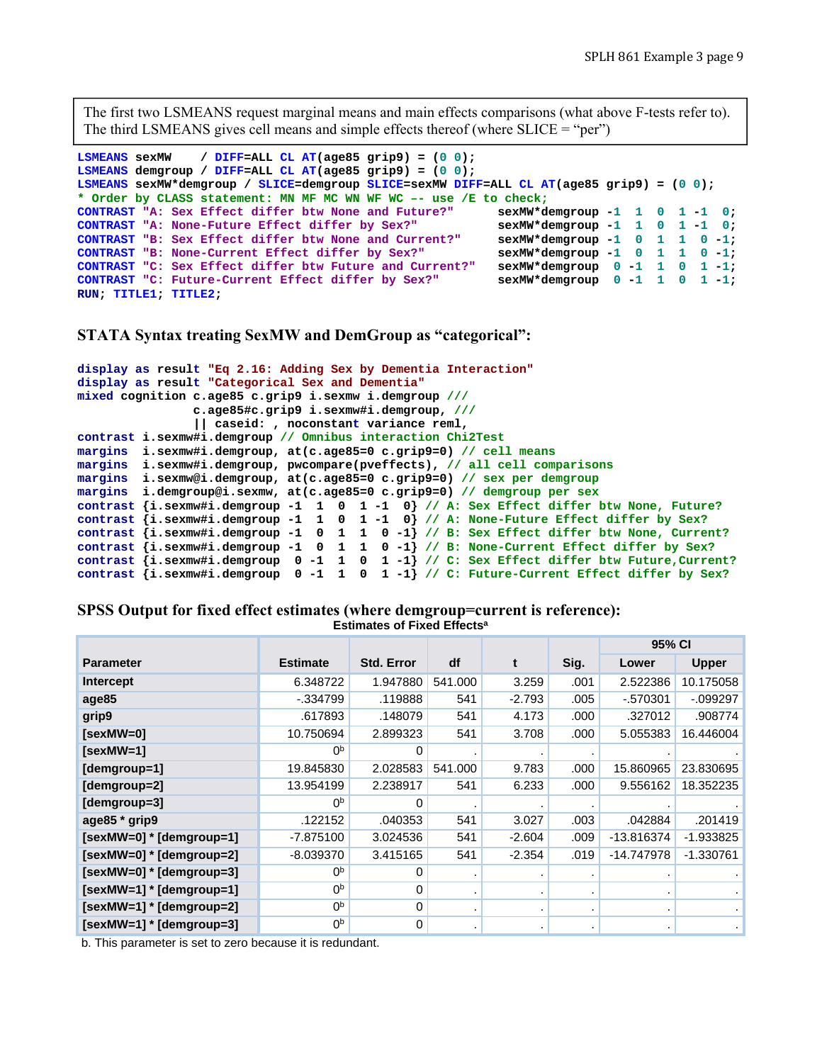The first two LSMEANS request marginal means and main effects comparisons (what above F-tests refer to). The third LSMEANS gives cell means and simple effects thereof (where SLICE = "per")

```
LSMEANS sexMW    / DIFF=ALL CL AT(age85 grip9) = (0 0);
LSMEANS demgroup / DIFF=ALL CL AT(age85 grip9) = (0 0);
LSMEANS sexMW*demgroup / SLICE=demgroup SLICE=sexMW DIFF=ALL CL AT(age85 grip9) = (0 0);
* Order by CLASS statement: MN MF MC WN WF WC -- use /E to check;
CONTRAST "A: Sex Effect differ btw None and Future?"      sexMW*demgroup -1  1  0  1 -1  0;
CONTRAST "A: None-Future Effect differ by Sex?"           sexMW*demgroup -1  1  0  1 -1  0;
CONTRAST "B: Sex Effect differ btw None and Current?"     sexMW*demgroup -1  0  1  1  0 -1;
CONTRAST "B: None-Current Effect differ by Sex?"          sexMW*demgroup -1  0  1  1  0 -1;
CONTRAST "C: Sex Effect differ btw Future and Current?"   sexMW*demgroup  0 -1  1  0  1 -1;
CONTRAST "C: Future-Current Effect differ by Sex?"        sexMW*demgroup  0 -1  1  0  1 -1;
RUN; TITLE1; TITLE2;
```

### STATA Syntax treating SexMW and DemGroup as "categorical":

```
display as result "Eq 2.16: Adding Sex by Dementia Interaction"
display as result "Categorical Sex and Dementia"
mixed cognition c.age85 c.grip9 i.sexmw i.demgroup ///
                c.age85#c.grip9 i.sexmw#i.demgroup, ///
                || caseid: , noconstant variance reml,
contrast i.sexmw#i.demgroup // Omnibus interaction Chi2Test
margins  i.sexmw#i.demgroup, at(c.age85=0 c.grip9=0) // cell means
margins  i.sexmw#i.demgroup, pwcompare(pveffects), // all cell comparisons
margins  i.sexmw@i.demgroup, at(c.age85=0 c.grip9=0) // sex per demgroup
margins  i.demgroup@i.sexmw, at(c.age85=0 c.grip9=0) // demgroup per sex
contrast {i.sexmw#i.demgroup -1  1  0  1 -1  0} // A: Sex Effect differ btw None, Future?
contrast {i.sexmw#i.demgroup -1  1  0  1 -1  0} // A: None-Future Effect differ by Sex?
contrast {i.sexmw#i.demgroup -1  0  1  1  0 -1} // B: Sex Effect differ btw None, Current?
contrast {i.sexmw#i.demgroup -1  0  1  1  0 -1} // B: None-Current Effect differ by Sex?
contrast {i.sexmw#i.demgroup  0 -1  1  0  1 -1} // C: Sex Effect differ btw Future,Current?
contrast {i.sexmw#i.demgroup  0 -1  1  0  1 -1} // C: Future-Current Effect differ by Sex?
```

### SPSS Output for fixed effect estimates (where demgroup=current is reference):

**Estimates of Fixed Effects[a]**

| Parameter | Estimate | Std. Error | df | t | Sig. | 95% CI Lower | 95% CI Upper |
|---|---|---|---|---|---|---|---|
| Intercept | 6.348722 | 1.947880 | 541.000 | 3.259 | .001 | 2.522386 | 10.175058 |
| age85 | -.334799 | .119888 | 541 | -2.793 | .005 | -.570301 | -.099297 |
| grip9 | .617893 | .148079 | 541 | 4.173 | .000 | .327012 | .908774 |
| [sexMW=0] | 10.750694 | 2.899323 | 541 | 3.708 | .000 | 5.055383 | 16.446004 |
| [sexMW=1] | 0[b] | 0 | . | . | . | . | . |
| [demgroup=1] | 19.845830 | 2.028583 | 541.000 | 9.783 | .000 | 15.860965 | 23.830695 |
| [demgroup=2] | 13.954199 | 2.238917 | 541 | 6.233 | .000 | 9.556162 | 18.352235 |
| [demgroup=3] | 0[b] | 0 | . | . | . | . | . |
| age85 * grip9 | .122152 | .040353 | 541 | 3.027 | .003 | .042884 | .201419 |
| [sexMW=0] * [demgroup=1] | -7.875100 | 3.024536 | 541 | -2.604 | .009 | -13.816374 | -1.933825 |
| [sexMW=0] * [demgroup=2] | -8.039370 | 3.415165 | 541 | -2.354 | .019 | -14.747978 | -1.330761 |
| [sexMW=0] * [demgroup=3] | 0[b] | 0 | . | . | . | . | . |
| [sexMW=1] * [demgroup=1] | 0[b] | 0 | . | . | . | . | . |
| [sexMW=1] * [demgroup=2] | 0[b] | 0 | . | . | . | . | . |
| [sexMW=1] * [demgroup=3] | 0[b] | 0 | . | . | . | . | . |

b. This parameter is set to zero because it is redundant.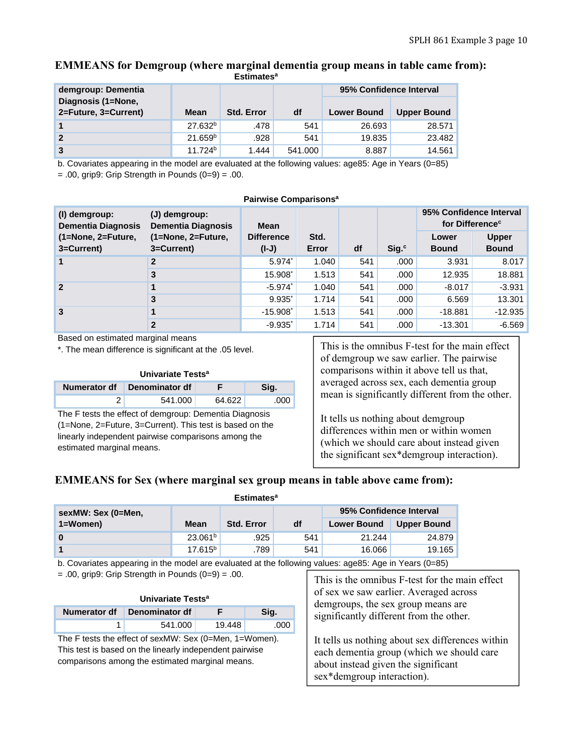## EMMEANS for Demgroup (where marginal dementia group means in table came from):

**Estimates[a]**

| demgroup: Dementia Diagnosis (1=None, 2=Future, 3=Current) | Mean | Std. Error | df | 95% Confidence Interval | |
|---|---|---|---|---|---|
| | | | | Lower Bound | Upper Bound |
| 1 | 27.632[b] | .478 | 541 | 26.693 | 28.571 |
| 2 | 21.659[b] | .928 | 541 | 19.835 | 23.482 |
| 3 | 11.724[b] | 1.444 | 541.000 | 8.887 | 14.561 |

b. Covariates appearing in the model are evaluated at the following values: age85: Age in Years (0=85) = .00, grip9: Grip Strength in Pounds (0=9) = .00.

**Pairwise Comparisons[a]**

| (I) demgroup: Dementia Diagnosis (1=None, 2=Future, 3=Current) | (J) demgroup: Dementia Diagnosis (1=None, 2=Future, 3=Current) | Mean Difference (I-J) | Std. Error | df | Sig.[c] | 95% Confidence Interval for Difference[c] | |
|---|---|---|---|---|---|---|---|
| | | | | | | Lower Bound | Upper Bound |
| 1 | 2 | 5.974* | 1.040 | 541 | .000 | 3.931 | 8.017 |
| | 3 | 15.908* | 1.513 | 541 | .000 | 12.935 | 18.881 |
| 2 | 1 | -5.974* | 1.040 | 541 | .000 | -8.017 | -3.931 |
| | 3 | 9.935* | 1.714 | 541 | .000 | 6.569 | 13.301 |
| 3 | 1 | -15.908* | 1.513 | 541 | .000 | -18.881 | -12.935 |
| | 2 | -9.935* | 1.714 | 541 | .000 | -13.301 | -6.569 |

Based on estimated marginal means

*. The mean difference is significant at the .05 level.

**Univariate Tests[a]**

| Numerator df | Denominator df | F | Sig. |
|---|---|---|---|
| 2 | 541.000 | 64.622 | .000 |

The F tests the effect of demgroup: Dementia Diagnosis (1=None, 2=Future, 3=Current). This test is based on the linearly independent pairwise comparisons among the estimated marginal means.

This is the omnibus F-test for the main effect of demgroup we saw earlier. The pairwise comparisons within it above tell us that, averaged across sex, each dementia group mean is significantly different from the other.

It tells us nothing about demgroup differences within men or within women (which we should care about instead given the significant sex*demgroup interaction).

## EMMEANS for Sex (where marginal sex group means in table above came from):

**Estimates[a]**

| sexMW: Sex (0=Men, 1=Women) | Mean | Std. Error | df | 95% Confidence Interval | |
|---|---|---|---|---|---|
| | | | | Lower Bound | Upper Bound |
| 0 | 23.061[b] | .925 | 541 | 21.244 | 24.879 |
| 1 | 17.615[b] | .789 | 541 | 16.066 | 19.165 |

b. Covariates appearing in the model are evaluated at the following values: age85: Age in Years (0=85) = .00, grip9: Grip Strength in Pounds (0=9) = .00.

**Univariate Tests[a]**

| Numerator df | Denominator df | F | Sig. |
|---|---|---|---|
| 1 | 541.000 | 19.448 | .000 |

The F tests the effect of sexMW: Sex (0=Men, 1=Women). This test is based on the linearly independent pairwise comparisons among the estimated marginal means.

This is the omnibus F-test for the main effect of sex we saw earlier. Averaged across demgroups, the sex group means are significantly different from the other.

It tells us nothing about sex differences within each dementia group (which we should care about instead given the significant sex*demgroup interaction).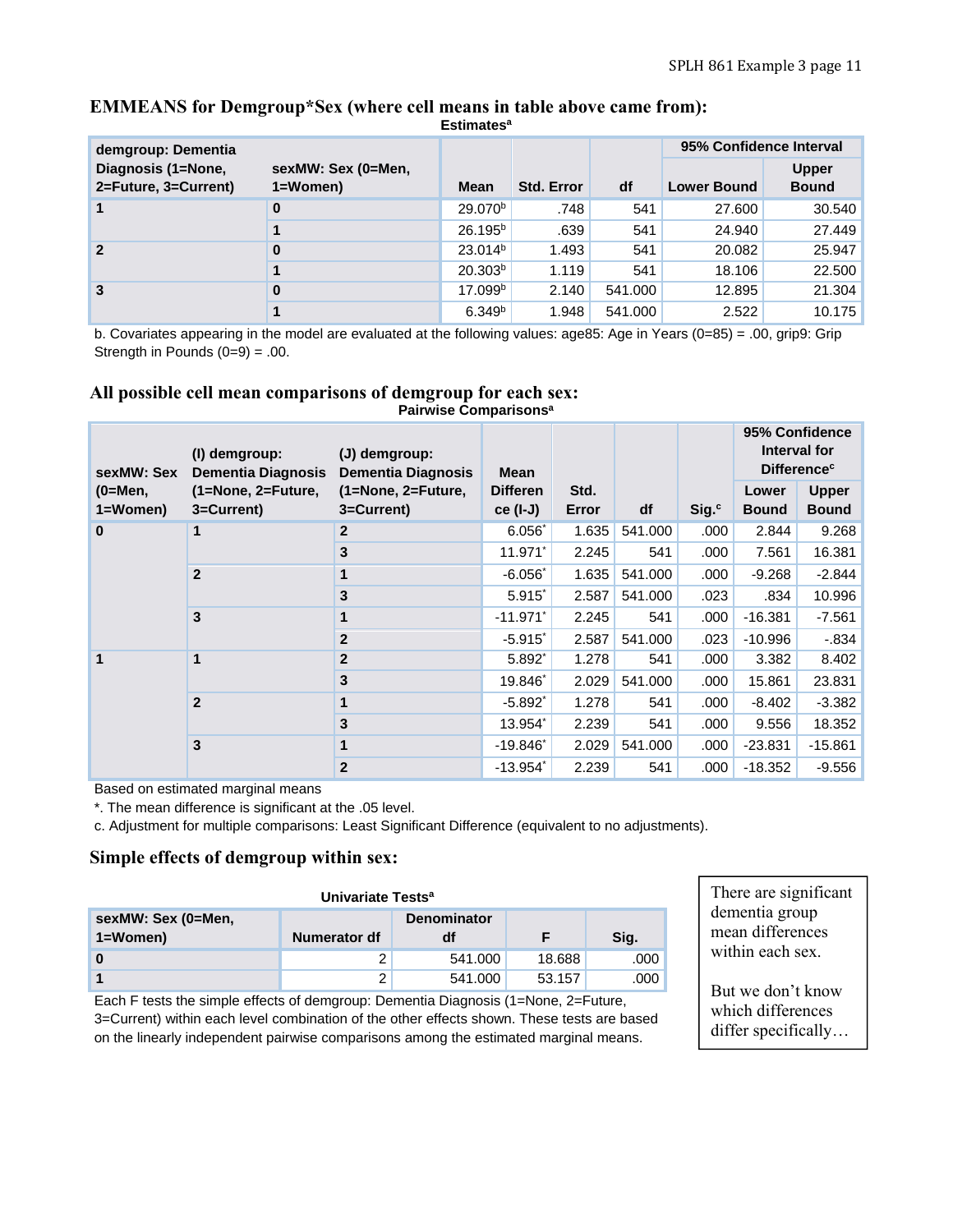## EMMEANS for Demgroup*Sex (where cell means in table above came from):

**Estimates[a]**

| demgroup: Dementia Diagnosis (1=None, 2=Future, 3=Current) | sexMW: Sex (0=Men, 1=Women) | Mean | Std. Error | df | 95% Confidence Interval | |
|---|---|---|---|---|---|---|
| | | | | | Lower Bound | Upper Bound |
| 1 | 0 | 29.070[b] | .748 | 541 | 27.600 | 30.540 |
| | 1 | 26.195[b] | .639 | 541 | 24.940 | 27.449 |
| 2 | 0 | 23.014[b] | 1.493 | 541 | 20.082 | 25.947 |
| | 1 | 20.303[b] | 1.119 | 541 | 18.106 | 22.500 |
| 3 | 0 | 17.099[b] | 2.140 | 541.000 | 12.895 | 21.304 |
| | 1 | 6.349[b] | 1.948 | 541.000 | 2.522 | 10.175 |

b. Covariates appearing in the model are evaluated at the following values: age85: Age in Years (0=85) = .00, grip9: Grip Strength in Pounds (0=9) = .00.

## All possible cell mean comparisons of demgroup for each sex:

**Pairwise Comparisons[a]**

| sexMW: Sex (0=Men, 1=Women) | (I) demgroup: Dementia Diagnosis (1=None, 2=Future, 3=Current) | (J) demgroup: Dementia Diagnosis (1=None, 2=Future, 3=Current) | Mean Difference (I-J) | Std. Error | df | Sig.[c] | 95% Confidence Interval for Difference[c] | |
|---|---|---|---|---|---|---|---|---|
| | | | | | | | Lower Bound | Upper Bound |
| 0 | 1 | 2 | 6.056* | 1.635 | 541.000 | .000 | 2.844 | 9.268 |
| | | 3 | 11.971* | 2.245 | 541 | .000 | 7.561 | 16.381 |
| | 2 | 1 | -6.056* | 1.635 | 541.000 | .000 | -9.268 | -2.844 |
| | | 3 | 5.915* | 2.587 | 541.000 | .023 | .834 | 10.996 |
| | 3 | 1 | -11.971* | 2.245 | 541 | .000 | -16.381 | -7.561 |
| | | 2 | -5.915* | 2.587 | 541.000 | .023 | -10.996 | -.834 |
| 1 | 1 | 2 | 5.892* | 1.278 | 541 | .000 | 3.382 | 8.402 |
| | | 3 | 19.846* | 2.029 | 541.000 | .000 | 15.861 | 23.831 |
| | 2 | 1 | -5.892* | 1.278 | 541 | .000 | -8.402 | -3.382 |
| | | 3 | 13.954* | 2.239 | 541 | .000 | 9.556 | 18.352 |
| | 3 | 1 | -19.846* | 2.029 | 541.000 | .000 | -23.831 | -15.861 |
| | | 2 | -13.954* | 2.239 | 541 | .000 | -18.352 | -9.556 |

Based on estimated marginal means

*. The mean difference is significant at the .05 level.

c. Adjustment for multiple comparisons: Least Significant Difference (equivalent to no adjustments).

## Simple effects of demgroup within sex:

**Univariate Tests[a]**

| sexMW: Sex (0=Men, 1=Women) | Numerator df | Denominator df | F | Sig. |
|---|---|---|---|---|
| 0 | 2 | 541.000 | 18.688 | .000 |
| 1 | 2 | 541.000 | 53.157 | .000 |

Each F tests the simple effects of demgroup: Dementia Diagnosis (1=None, 2=Future, 3=Current) within each level combination of the other effects shown. These tests are based on the linearly independent pairwise comparisons among the estimated marginal means.

There are significant dementia group mean differences within each sex.

But we don't know which differences differ specifically…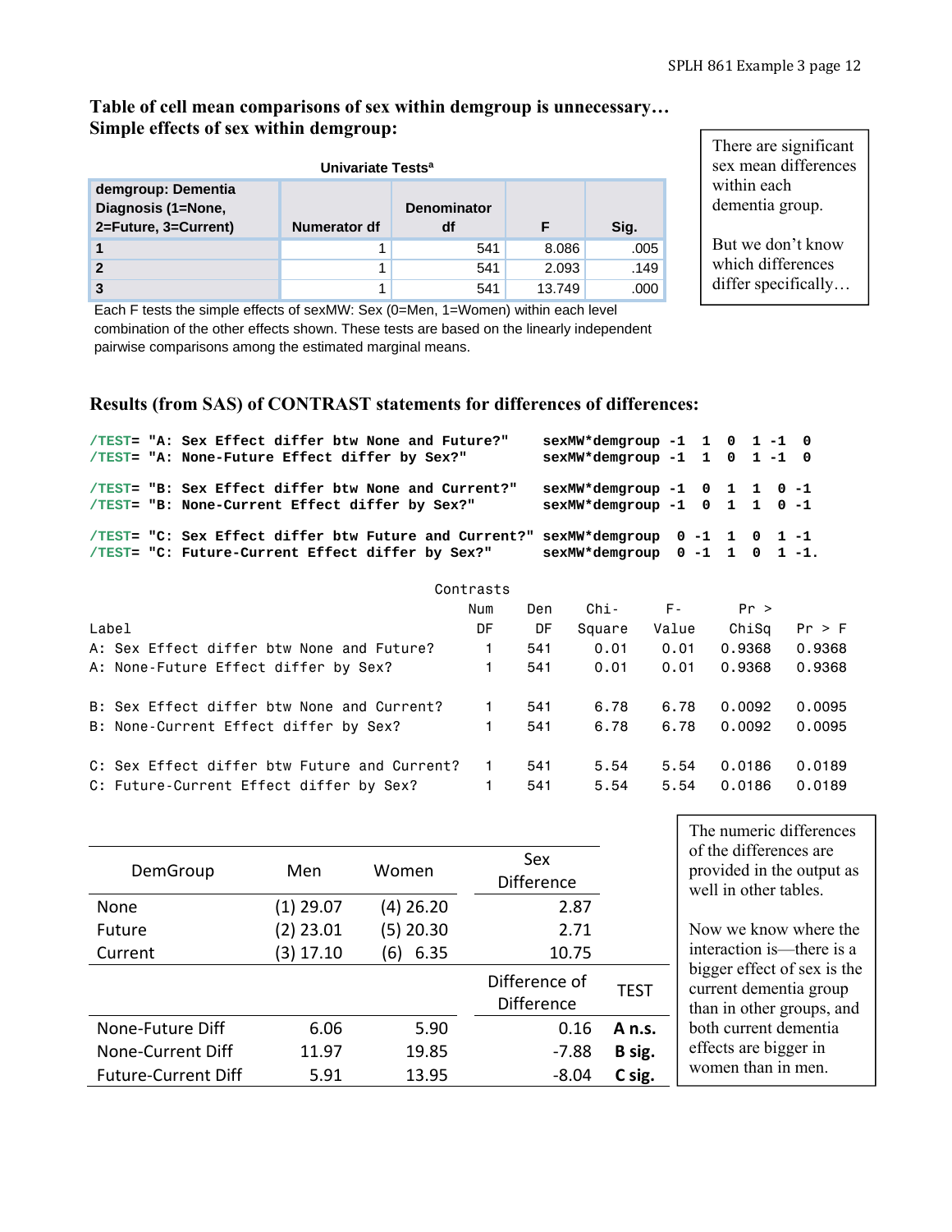**Table of cell mean comparisons of sex within demgroup is unnecessary…**
**Simple effects of sex within demgroup:**

**Univariate Tests[a]**

| demgroup: Dementia Diagnosis (1=None, 2=Future, 3=Current) | Numerator df | Denominator df | F | Sig. |
|---|---|---|---|---|
| 1 | 1 | 541 | 8.086 | .005 |
| 2 | 1 | 541 | 2.093 | .149 |
| 3 | 1 | 541 | 13.749 | .000 |

Each F tests the simple effects of sexMW: Sex (0=Men, 1=Women) within each level combination of the other effects shown. These tests are based on the linearly independent pairwise comparisons among the estimated marginal means.

There are significant sex mean differences within each dementia group.

But we don't know which differences differ specifically…

**Results (from SAS) of CONTRAST statements for differences of differences:**

```
/TEST= "A: Sex Effect differ btw None and Future?"      sexMW*demgroup -1  1  0  1 -1  0
/TEST= "A: None-Future Effect differ by Sex?"           sexMW*demgroup -1  1  0  1 -1  0

/TEST= "B: Sex Effect differ btw None and Current?"     sexMW*demgroup -1  0  1  1  0 -1
/TEST= "B: None-Current Effect differ by Sex?"          sexMW*demgroup -1  0  1  1  0 -1

/TEST= "C: Sex Effect differ btw Future and Current?"   sexMW*demgroup  0 -1  1  0  1 -1
/TEST= "C: Future-Current Effect differ by Sex?"        sexMW*demgroup  0 -1  1  0  1 -1.
```

```
                                         Contrasts
                                               Num     Den     Chi-       F-       Pr >
Label                                           DF      DF   Square    Value      ChiSq    Pr > F
A: Sex Effect differ btw None and Future?        1     541     0.01     0.01     0.9368    0.9368
A: None-Future Effect differ by Sex?             1     541     0.01     0.01     0.9368    0.9368

B: Sex Effect differ btw None and Current?       1     541     6.78     6.78     0.0092    0.0095
B: None-Current Effect differ by Sex?            1     541     6.78     6.78     0.0092    0.0095

C: Sex Effect differ btw Future and Current?     1     541     5.54     5.54     0.0186    0.0189
C: Future-Current Effect differ by Sex?          1     541     5.54     5.54     0.0186    0.0189
```

| DemGroup | Men | Women | Sex Difference | |
|---|---|---|---|---|
| None | (1) 29.07 | (4) 26.20 | 2.87 | |
| Future | (2) 23.01 | (5) 20.30 | 2.71 | |
| Current | (3) 17.10 | (6) 6.35 | 10.75 | |
| | | | **Difference of Difference** | **TEST** |
| None-Future Diff | 6.06 | 5.90 | 0.16 | **A n.s.** |
| None-Current Diff | 11.97 | 19.85 | -7.88 | **B sig.** |
| Future-Current Diff | 5.91 | 13.95 | -8.04 | **C sig.** |

The numeric differences of the differences are provided in the output as well in other tables.

Now we know where the interaction is—there is a bigger effect of sex is the current dementia group than in other groups, and both current dementia effects are bigger in women than in men.